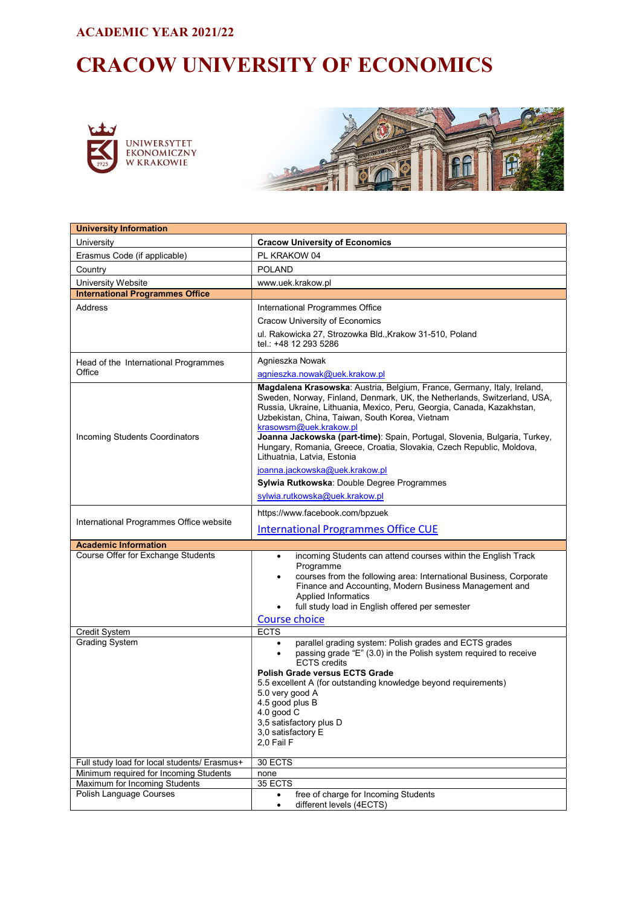## ACADEMIC YEAR 2021/22

# CRACOW UNIVERSITY OF ECONOMICS

UNIWERSYTET EKONOMICZNY W KRAKOWIE

| **University Information** | |
|---|---|
| University | **Cracow University of Economics** |
| Erasmus Code (if applicable) | PL KRAKOW 04 |
| Country | POLAND |
| University Website | www.uek.krakow.pl |
| **International Programmes Office** | |
| Address | International Programmes Office<br>Cracow University of Economics<br>ul. Rakowicka 27, Strozowka Bld.,Krakow 31-510, Poland<br>tel.: +48 12 293 5286 |
| Head of the International Programmes Office | Agnieszka Nowak<br>agnieszka.nowak@uek.krakow.pl |
| Incoming Students Coordinators | **Magdalena Krasowska**: Austria, Belgium, France, Germany, Italy, Ireland, Sweden, Norway, Finland, Denmark, UK, the Netherlands, Switzerland, USA, Russia, Ukraine, Lithuania, Mexico, Peru, Georgia, Canada, Kazakhstan, Uzbekistan, China, Taiwan, South Korea, Vietnam<br>krasowsm@uek.krakow.pl<br>**Joanna Jackowska (part-time)**: Spain, Portugal, Slovenia, Bulgaria, Turkey, Hungary, Romania, Greece, Croatia, Slovakia, Czech Republic, Moldova, Lithuatnia, Latvia, Estonia<br>joanna.jackowska@uek.krakow.pl<br>**Sylwia Rutkowska**: Double Degree Programmes<br>sylwia.rutkowska@uek.krakow.pl |
| International Programmes Office website | https://www.facebook.com/bpzuek<br>International Programmes Office CUE |
| **Academic Information** | |
| Course Offer for Exchange Students | • incoming Students can attend courses within the English Track Programme<br>• courses from the following area: International Business, Corporate Finance and Accounting, Modern Business Management and Applied Informatics<br>• full study load in English offered per semester<br>Course choice |
| Credit System | ECTS |
| Grading System | • parallel grading system: Polish grades and ECTS grades<br>• passing grade "E" (3.0) in the Polish system required to receive ECTS credits<br>**Polish Grade versus ECTS Grade**<br>5.5 excellent A (for outstanding knowledge beyond requirements)<br>5.0 very good A<br>4.5 good plus B<br>4.0 good C<br>3,5 satisfactory plus D<br>3,0 satisfactory E<br>2,0 Fail F |
| Full study load for local students/ Erasmus+ | 30 ECTS |
| Minimum required for Incoming Students | none |
| Maximum for Incoming Students | 35 ECTS |
| Polish Language Courses | • free of charge for Incoming Students<br>• different levels (4ECTS) |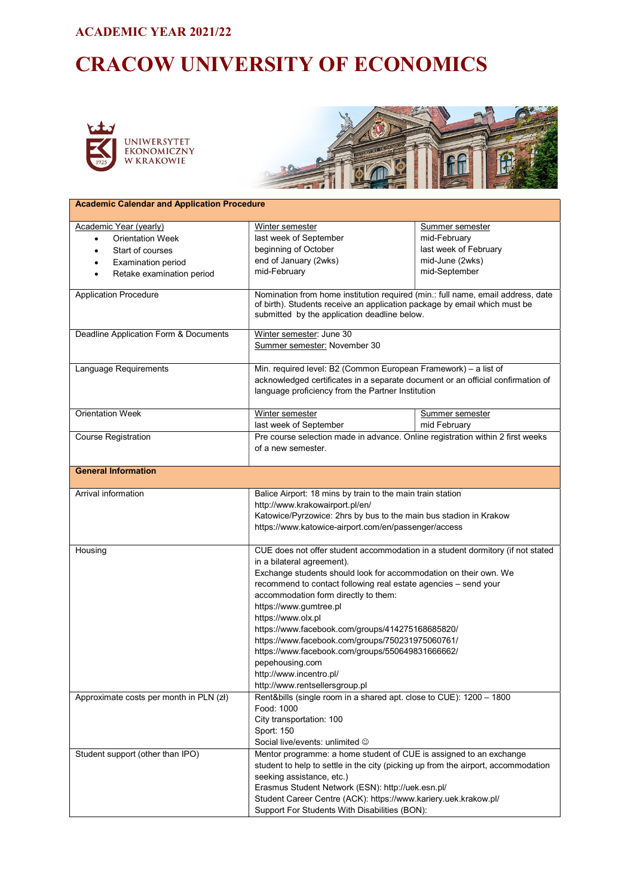## ACADEMIC YEAR 2021/22

# CRACOW UNIVERSITY OF ECONOMICS

UNIWERSYTET EKONOMICZNY W KRAKOWIE

| **Academic Calendar and Application Procedure** | | |
|---|---|---|
| Academic Year (yearly)<br>• Orientation Week<br>• Start of courses<br>• Examination period<br>• Retake examination period | Winter semester<br>last week of September<br>beginning of October<br>end of January (2wks)<br>mid-February | Summer semester<br>mid-February<br>last week of February<br>mid-June (2wks)<br>mid-September |
| Application Procedure | Nomination from home institution required (min.: full name, email address, date of birth). Students receive an application package by email which must be submitted by the application deadline below. | |
| Deadline Application Form & Documents | Winter semester: June 30<br>Summer semester: November 30 | |
| Language Requirements | Min. required level: B2 (Common European Framework) – a list of acknowledged certificates in a separate document or an official confirmation of language proficiency from the Partner Institution | |
| Orientation Week | Winter semester<br>last week of September | Summer semester<br>mid February |
| Course Registration | Pre course selection made in advance. Online registration within 2 first weeks of a new semester. | |
| **General Information** | | |
| Arrival information | Balice Airport: 18 mins by train to the main train station<br>http://www.krakowairport.pl/en/<br>Katowice/Pyrzowice: 2hrs by bus to the main bus stadion in Krakow<br>https://www.katowice-airport.com/en/passenger/access | |
| Housing | CUE does not offer student accommodation in a student dormitory (if not stated in a bilateral agreement).<br>Exchange students should look for accommodation on their own. We recommend to contact following real estate agencies – send your accommodation form directly to them:<br>https://www.gumtree.pl<br>https://www.olx.pl<br>https://www.facebook.com/groups/414275168685820/<br>https://www.facebook.com/groups/750231975060761/<br>https://www.facebook.com/groups/550649831666662/<br>pepehousing.com<br>http://www.incentro.pl/<br>http://www.rentsellersgroup.pl | |
| Approximate costs per month in PLN (zł) | Rent&bills (single room in a shared apt. close to CUE): 1200 – 1800<br>Food: 1000<br>City transportation: 100<br>Sport: 150<br>Social live/events: unlimited ☺ | |
| Student support (other than IPO) | Mentor programme: a home student of CUE is assigned to an exchange student to help to settle in the city (picking up from the airport, accommodation seeking assistance, etc.)<br>Erasmus Student Network (ESN): http://uek.esn.pl/<br>Student Career Centre (ACK): https://www.kariery.uek.krakow.pl/<br>Support For Students With Disabilities (BON): | |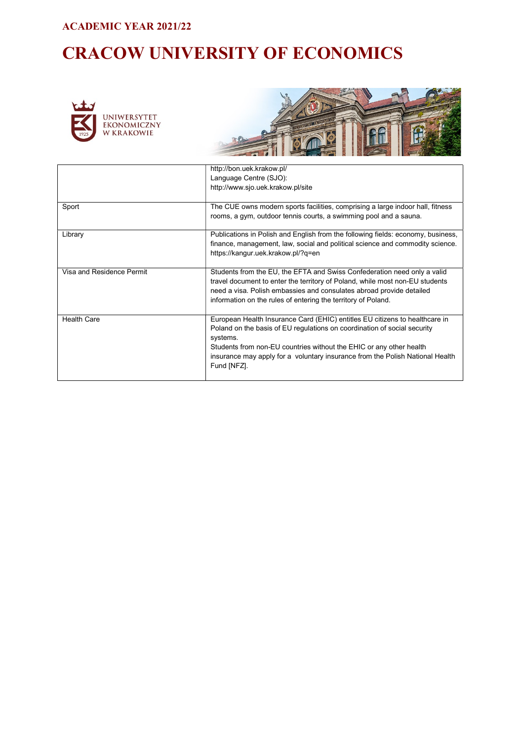## ACADEMIC YEAR 2021/22

# CRACOW UNIVERSITY OF ECONOMICS

UNIWERSYTET EKONOMICZNY W KRAKOWIE

| | |
|---|---|
| | http://bon.uek.krakow.pl/<br>Language Centre (SJO):<br>http://www.sjo.uek.krakow.pl/site |
| Sport | The CUE owns modern sports facilities, comprising a large indoor hall, fitness rooms, a gym, outdoor tennis courts, a swimming pool and a sauna. |
| Library | Publications in Polish and English from the following fields: economy, business, finance, management, law, social and political science and commodity science.<br>https://kangur.uek.krakow.pl/?q=en |
| Visa and Residence Permit | Students from the EU, the EFTA and Swiss Confederation need only a valid travel document to enter the territory of Poland, while most non-EU students need a visa. Polish embassies and consulates abroad provide detailed information on the rules of entering the territory of Poland. |
| Health Care | European Health Insurance Card (EHIC) entitles EU citizens to healthcare in Poland on the basis of EU regulations on coordination of social security systems.<br>Students from non-EU countries without the EHIC or any other health insurance may apply for a voluntary insurance from the Polish National Health Fund [NFZ]. |